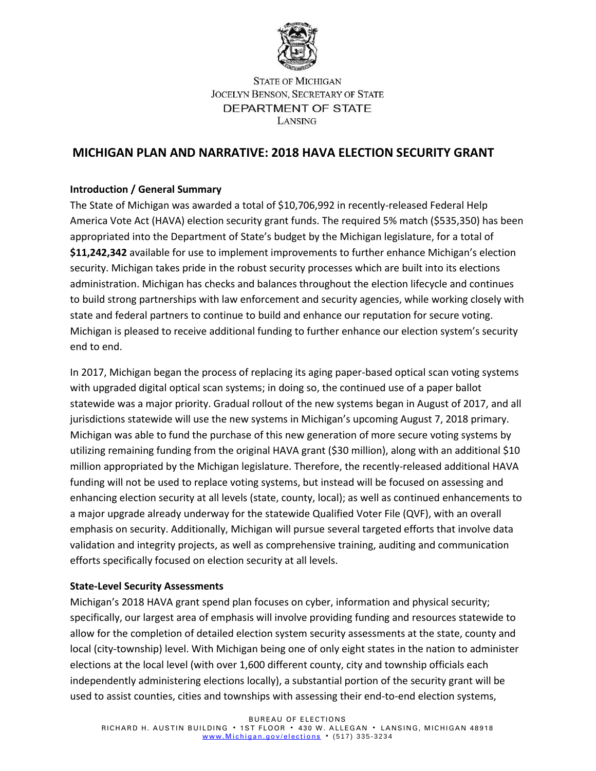STATE OF MICHIGAN
JOCELYN BENSON, SECRETARY OF STATE
DEPARTMENT OF STATE
LANSING

# MICHIGAN PLAN AND NARRATIVE: 2018 HAVA ELECTION SECURITY GRANT

## Introduction / General Summary

The State of Michigan was awarded a total of $10,706,992 in recently-released Federal Help America Vote Act (HAVA) election security grant funds. The required 5% match ($535,350) has been appropriated into the Department of State's budget by the Michigan legislature, for a total of **$11,242,342** available for use to implement improvements to further enhance Michigan's election security. Michigan takes pride in the robust security processes which are built into its elections administration. Michigan has checks and balances throughout the election lifecycle and continues to build strong partnerships with law enforcement and security agencies, while working closely with state and federal partners to continue to build and enhance our reputation for secure voting. Michigan is pleased to receive additional funding to further enhance our election system's security end to end.

In 2017, Michigan began the process of replacing its aging paper-based optical scan voting systems with upgraded digital optical scan systems; in doing so, the continued use of a paper ballot statewide was a major priority. Gradual rollout of the new systems began in August of 2017, and all jurisdictions statewide will use the new systems in Michigan's upcoming August 7, 2018 primary. Michigan was able to fund the purchase of this new generation of more secure voting systems by utilizing remaining funding from the original HAVA grant ($30 million), along with an additional $10 million appropriated by the Michigan legislature. Therefore, the recently-released additional HAVA funding will not be used to replace voting systems, but instead will be focused on assessing and enhancing election security at all levels (state, county, local); as well as continued enhancements to a major upgrade already underway for the statewide Qualified Voter File (QVF), with an overall emphasis on security. Additionally, Michigan will pursue several targeted efforts that involve data validation and integrity projects, as well as comprehensive training, auditing and communication efforts specifically focused on election security at all levels.

## State-Level Security Assessments

Michigan's 2018 HAVA grant spend plan focuses on cyber, information and physical security; specifically, our largest area of emphasis will involve providing funding and resources statewide to allow for the completion of detailed election system security assessments at the state, county and local (city-township) level. With Michigan being one of only eight states in the nation to administer elections at the local level (with over 1,600 different county, city and township officials each independently administering elections locally), a substantial portion of the security grant will be used to assist counties, cities and townships with assessing their end-to-end election systems,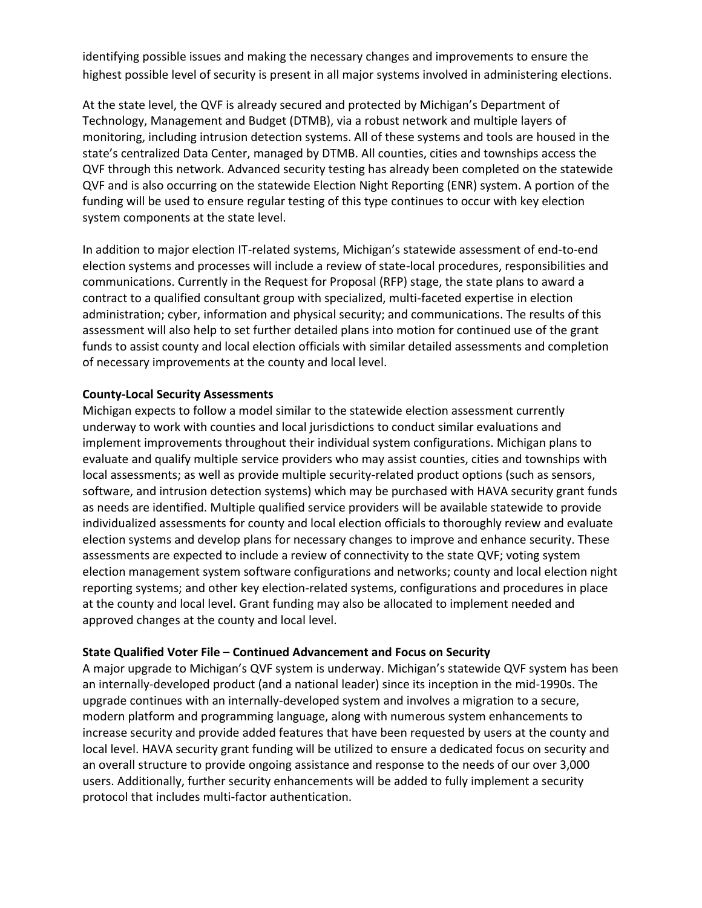identifying possible issues and making the necessary changes and improvements to ensure the highest possible level of security is present in all major systems involved in administering elections.

At the state level, the QVF is already secured and protected by Michigan's Department of Technology, Management and Budget (DTMB), via a robust network and multiple layers of monitoring, including intrusion detection systems. All of these systems and tools are housed in the state's centralized Data Center, managed by DTMB. All counties, cities and townships access the QVF through this network. Advanced security testing has already been completed on the statewide QVF and is also occurring on the statewide Election Night Reporting (ENR) system. A portion of the funding will be used to ensure regular testing of this type continues to occur with key election system components at the state level.

In addition to major election IT-related systems, Michigan's statewide assessment of end-to-end election systems and processes will include a review of state-local procedures, responsibilities and communications. Currently in the Request for Proposal (RFP) stage, the state plans to award a contract to a qualified consultant group with specialized, multi-faceted expertise in election administration; cyber, information and physical security; and communications. The results of this assessment will also help to set further detailed plans into motion for continued use of the grant funds to assist county and local election officials with similar detailed assessments and completion of necessary improvements at the county and local level.

**County-Local Security Assessments**

Michigan expects to follow a model similar to the statewide election assessment currently underway to work with counties and local jurisdictions to conduct similar evaluations and implement improvements throughout their individual system configurations. Michigan plans to evaluate and qualify multiple service providers who may assist counties, cities and townships with local assessments; as well as provide multiple security-related product options (such as sensors, software, and intrusion detection systems) which may be purchased with HAVA security grant funds as needs are identified. Multiple qualified service providers will be available statewide to provide individualized assessments for county and local election officials to thoroughly review and evaluate election systems and develop plans for necessary changes to improve and enhance security. These assessments are expected to include a review of connectivity to the state QVF; voting system election management system software configurations and networks; county and local election night reporting systems; and other key election-related systems, configurations and procedures in place at the county and local level. Grant funding may also be allocated to implement needed and approved changes at the county and local level.

**State Qualified Voter File – Continued Advancement and Focus on Security**

A major upgrade to Michigan's QVF system is underway. Michigan's statewide QVF system has been an internally-developed product (and a national leader) since its inception in the mid-1990s. The upgrade continues with an internally-developed system and involves a migration to a secure, modern platform and programming language, along with numerous system enhancements to increase security and provide added features that have been requested by users at the county and local level. HAVA security grant funding will be utilized to ensure a dedicated focus on security and an overall structure to provide ongoing assistance and response to the needs of our over 3,000 users. Additionally, further security enhancements will be added to fully implement a security protocol that includes multi-factor authentication.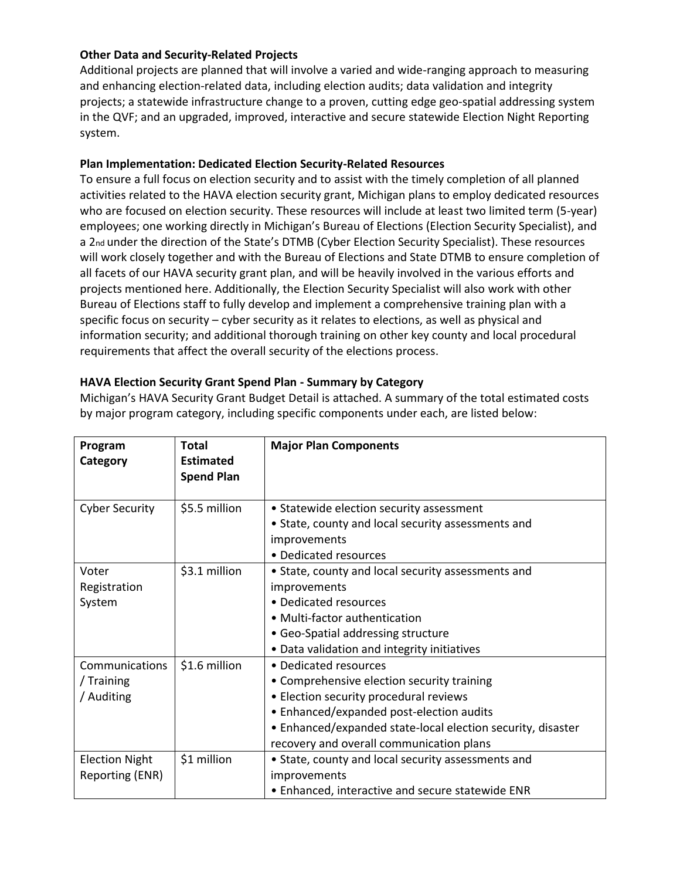**Other Data and Security-Related Projects**

Additional projects are planned that will involve a varied and wide-ranging approach to measuring and enhancing election-related data, including election audits; data validation and integrity projects; a statewide infrastructure change to a proven, cutting edge geo-spatial addressing system in the QVF; and an upgraded, improved, interactive and secure statewide Election Night Reporting system.

**Plan Implementation: Dedicated Election Security-Related Resources**

To ensure a full focus on election security and to assist with the timely completion of all planned activities related to the HAVA election security grant, Michigan plans to employ dedicated resources who are focused on election security. These resources will include at least two limited term (5-year) employees; one working directly in Michigan's Bureau of Elections (Election Security Specialist), and a 2nd under the direction of the State's DTMB (Cyber Election Security Specialist). These resources will work closely together and with the Bureau of Elections and State DTMB to ensure completion of all facets of our HAVA security grant plan, and will be heavily involved in the various efforts and projects mentioned here. Additionally, the Election Security Specialist will also work with other Bureau of Elections staff to fully develop and implement a comprehensive training plan with a specific focus on security – cyber security as it relates to elections, as well as physical and information security; and additional thorough training on other key county and local procedural requirements that affect the overall security of the elections process.

**HAVA Election Security Grant Spend Plan - Summary by Category**

Michigan's HAVA Security Grant Budget Detail is attached. A summary of the total estimated costs by major program category, including specific components under each, are listed below:

| Program Category | Total Estimated Spend Plan | Major Plan Components |
|---|---|---|
| Cyber Security | $5.5 million | • Statewide election security assessment<br>• State, county and local security assessments and improvements<br>• Dedicated resources |
| Voter Registration System | $3.1 million | • State, county and local security assessments and improvements<br>• Dedicated resources<br>• Multi-factor authentication<br>• Geo-Spatial addressing structure<br>• Data validation and integrity initiatives |
| Communications / Training / Auditing | $1.6 million | • Dedicated resources<br>• Comprehensive election security training<br>• Election security procedural reviews<br>• Enhanced/expanded post-election audits<br>• Enhanced/expanded state-local election security, disaster recovery and overall communication plans |
| Election Night Reporting (ENR) | $1 million | • State, county and local security assessments and improvements<br>• Enhanced, interactive and secure statewide ENR |